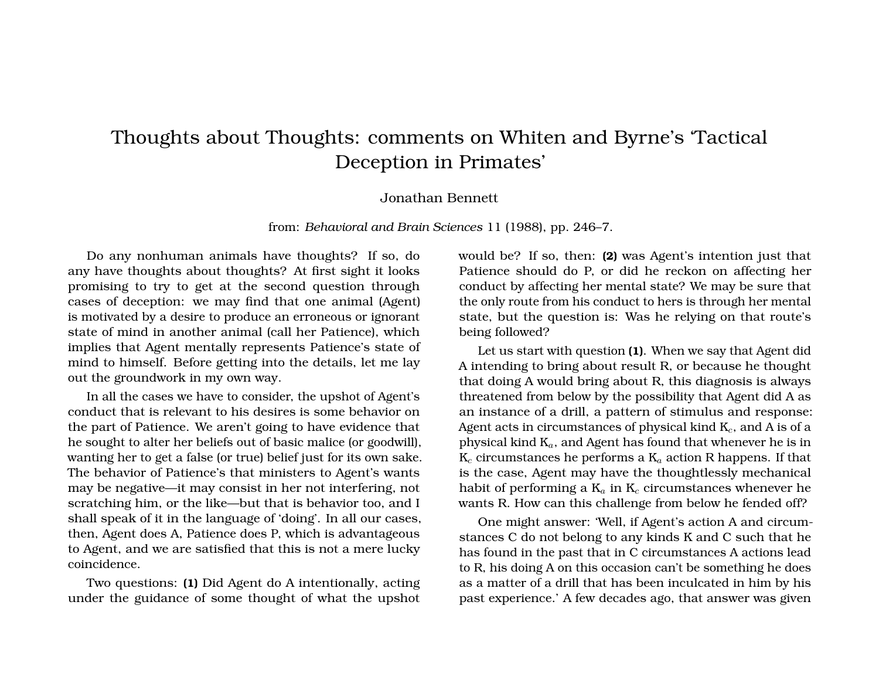# Thoughts about Thoughts: comments on Whiten and Byrne's 'Tactical Deception in Primates'

Jonathan Bennett

from: *Behavioral and Brain Sciences* 11 (1988), pp. 246–7.

Do any nonhuman animals have thoughts? If so, do any have thoughts about thoughts? At first sight it looks promising to try to get at the second question through cases of deception: we may find that one animal (Agent) is motivated by a desire to produce an erroneous or ignorant state of mind in another animal (call her Patience), which implies that Agent mentally represents Patience's state of mind to himself. Before getting into the details, let me lay out the groundwork in my own way.

In all the cases we have to consider, the upshot of Agent's conduct that is relevant to his desires is some behavior on the part of Patience. We aren't going to have evidence that he sought to alter her beliefs out of basic malice (or goodwill), wanting her to get a false (or true) belief just for its own sake. The behavior of Patience's that ministers to Agent's wants may be negative—it may consist in her not interfering, not scratching him, or the like—but that is behavior too, and I shall speak of it in the language of 'doing'. In all our cases, then, Agent does A, Patience does P, which is advantageous to Agent, and we are satisfied that this is not a mere lucky coincidence.

Two questions: **(1)** Did Agent do A intentionally, acting under the guidance of some thought of what the upshot would be? If so, then: **(2)** was Agent's intention just that Patience should do P, or did he reckon on affecting her conduct by affecting her mental state? We may be sure that the only route from his conduct to hers is through her mental state, but the question is: Was he relying on that route's being followed?

Let us start with question **(1)**. When we say that Agent did A intending to bring about result R, or because he thought that doing A would bring about R, this diagnosis is always threatened from below by the possibility that Agent did A as an instance of a drill, a pattern of stimulus and response: Agent acts in circumstances of physical kind $K_c$, and A is of a physical kind $K_a$, and Agent has found that whenever he is in $K_c$ circumstances he performs a $K_a$ action R happens. If that is the case, Agent may have the thoughtlessly mechanical habit of performing a $K_a$ in $K_c$ circumstances whenever he wants R. How can this challenge from below he fended off?

One might answer: 'Well, if Agent's action A and circumstances C do not belong to any kinds K and C such that he has found in the past that in C circumstances A actions lead to R, his doing A on this occasion can't be something he does as a matter of a drill that has been inculcated in him by his past experience.' A few decades ago, that answer was given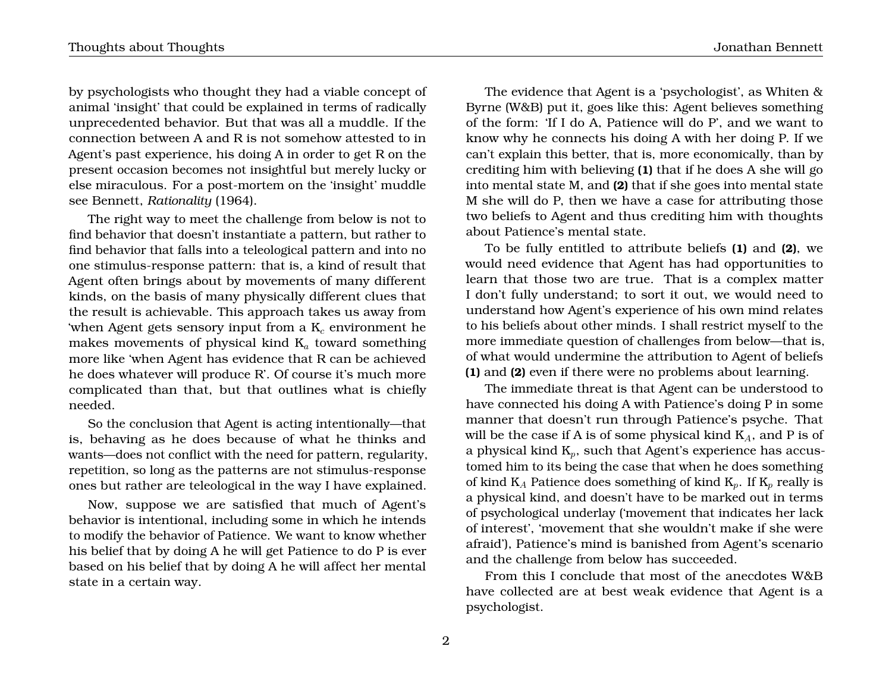by psychologists who thought they had a viable concept of animal 'insight' that could be explained in terms of radically unprecedented behavior. But that was all a muddle. If the connection between A and R is not somehow attested to in Agent's past experience, his doing A in order to get R on the present occasion becomes not insightful but merely lucky or else miraculous. For a post-mortem on the 'insight' muddle see Bennett, *Rationality* (1964).

The right way to meet the challenge from below is not to find behavior that doesn't instantiate a pattern, but rather to find behavior that falls into a teleological pattern and into no one stimulus-response pattern: that is, a kind of result that Agent often brings about by movements of many different kinds, on the basis of many physically different clues that the result is achievable. This approach takes us away from 'when Agent gets sensory input from a $K_c$ environment he makes movements of physical kind $K_a$ toward something more like 'when Agent has evidence that R can be achieved he does whatever will produce R'. Of course it's much more complicated than that, but that outlines what is chiefly needed.

So the conclusion that Agent is acting intentionally—that is, behaving as he does because of what he thinks and wants—does not conflict with the need for pattern, regularity, repetition, so long as the patterns are not stimulus-response ones but rather are teleological in the way I have explained.

Now, suppose we are satisfied that much of Agent's behavior is intentional, including some in which he intends to modify the behavior of Patience. We want to know whether his belief that by doing A he will get Patience to do P is ever based on his belief that by doing A he will affect her mental state in a certain way.

The evidence that Agent is a 'psychologist', as Whiten & Byrne (W&B) put it, goes like this: Agent believes something of the form: 'If I do A, Patience will do P', and we want to know why he connects his doing A with her doing P. If we can't explain this better, that is, more economically, than by crediting him with believing **(1)** that if he does A she will go into mental state M, and **(2)** that if she goes into mental state M she will do P, then we have a case for attributing those two beliefs to Agent and thus crediting him with thoughts about Patience's mental state.

To be fully entitled to attribute beliefs **(1)** and **(2)**, we would need evidence that Agent has had opportunities to learn that those two are true. That is a complex matter I don't fully understand; to sort it out, we would need to understand how Agent's experience of his own mind relates to his beliefs about other minds. I shall restrict myself to the more immediate question of challenges from below—that is, of what would undermine the attribution to Agent of beliefs **(1)** and **(2)** even if there were no problems about learning.

The immediate threat is that Agent can be understood to have connected his doing A with Patience's doing P in some manner that doesn't run through Patience's psyche. That will be the case if A is of some physical kind $K_A$, and P is of a physical kind $K_p$, such that Agent's experience has accustomed him to its being the case that when he does something of kind $K_A$ Patience does something of kind $K_p$. If $K_p$ really is a physical kind, and doesn't have to be marked out in terms of psychological underlay ('movement that indicates her lack of interest', 'movement that she wouldn't make if she were afraid'), Patience's mind is banished from Agent's scenario and the challenge from below has succeeded.

From this I conclude that most of the anecdotes W&B have collected are at best weak evidence that Agent is a psychologist.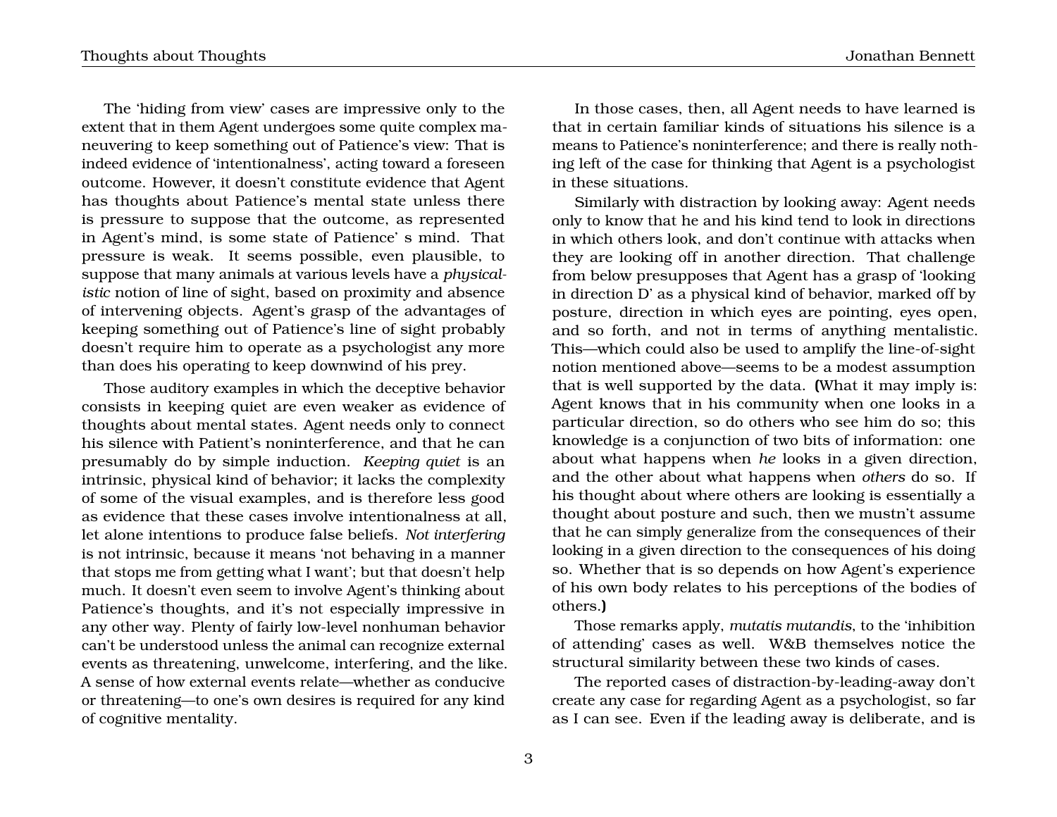The 'hiding from view' cases are impressive only to the extent that in them Agent undergoes some quite complex maneuvering to keep something out of Patience's view: That is indeed evidence of 'intentionalness', acting toward a foreseen outcome. However, it doesn't constitute evidence that Agent has thoughts about Patience's mental state unless there is pressure to suppose that the outcome, as represented in Agent's mind, is some state of Patience' s mind. That pressure is weak. It seems possible, even plausible, to suppose that many animals at various levels have a *physicalistic* notion of line of sight, based on proximity and absence of intervening objects. Agent's grasp of the advantages of keeping something out of Patience's line of sight probably doesn't require him to operate as a psychologist any more than does his operating to keep downwind of his prey.

Those auditory examples in which the deceptive behavior consists in keeping quiet are even weaker as evidence of thoughts about mental states. Agent needs only to connect his silence with Patient's noninterference, and that he can presumably do by simple induction. *Keeping quiet* is an intrinsic, physical kind of behavior; it lacks the complexity of some of the visual examples, and is therefore less good as evidence that these cases involve intentionalness at all, let alone intentions to produce false beliefs. *Not interfering* is not intrinsic, because it means 'not behaving in a manner that stops me from getting what I want'; but that doesn't help much. It doesn't even seem to involve Agent's thinking about Patience's thoughts, and it's not especially impressive in any other way. Plenty of fairly low-level nonhuman behavior can't be understood unless the animal can recognize external events as threatening, unwelcome, interfering, and the like. A sense of how external events relate—whether as conducive or threatening—to one's own desires is required for any kind of cognitive mentality.

In those cases, then, all Agent needs to have learned is that in certain familiar kinds of situations his silence is a means to Patience's noninterference; and there is really nothing left of the case for thinking that Agent is a psychologist in these situations.

Similarly with distraction by looking away: Agent needs only to know that he and his kind tend to look in directions in which others look, and don't continue with attacks when they are looking off in another direction. That challenge from below presupposes that Agent has a grasp of 'looking in direction D' as a physical kind of behavior, marked off by posture, direction in which eyes are pointing, eyes open, and so forth, and not in terms of anything mentalistic. This—which could also be used to amplify the line-of-sight notion mentioned above—seems to be a modest assumption that is well supported by the data. **(**What it may imply is: Agent knows that in his community when one looks in a particular direction, so do others who see him do so; this knowledge is a conjunction of two bits of information: one about what happens when *he* looks in a given direction, and the other about what happens when *others* do so. If his thought about where others are looking is essentially a thought about posture and such, then we mustn't assume that he can simply generalize from the consequences of their looking in a given direction to the consequences of his doing so. Whether that is so depends on how Agent's experience of his own body relates to his perceptions of the bodies of others.**)**

Those remarks apply, *mutatis mutandis*, to the 'inhibition of attending' cases as well. W&B themselves notice the structural similarity between these two kinds of cases.

The reported cases of distraction-by-leading-away don't create any case for regarding Agent as a psychologist, so far as I can see. Even if the leading away is deliberate, and is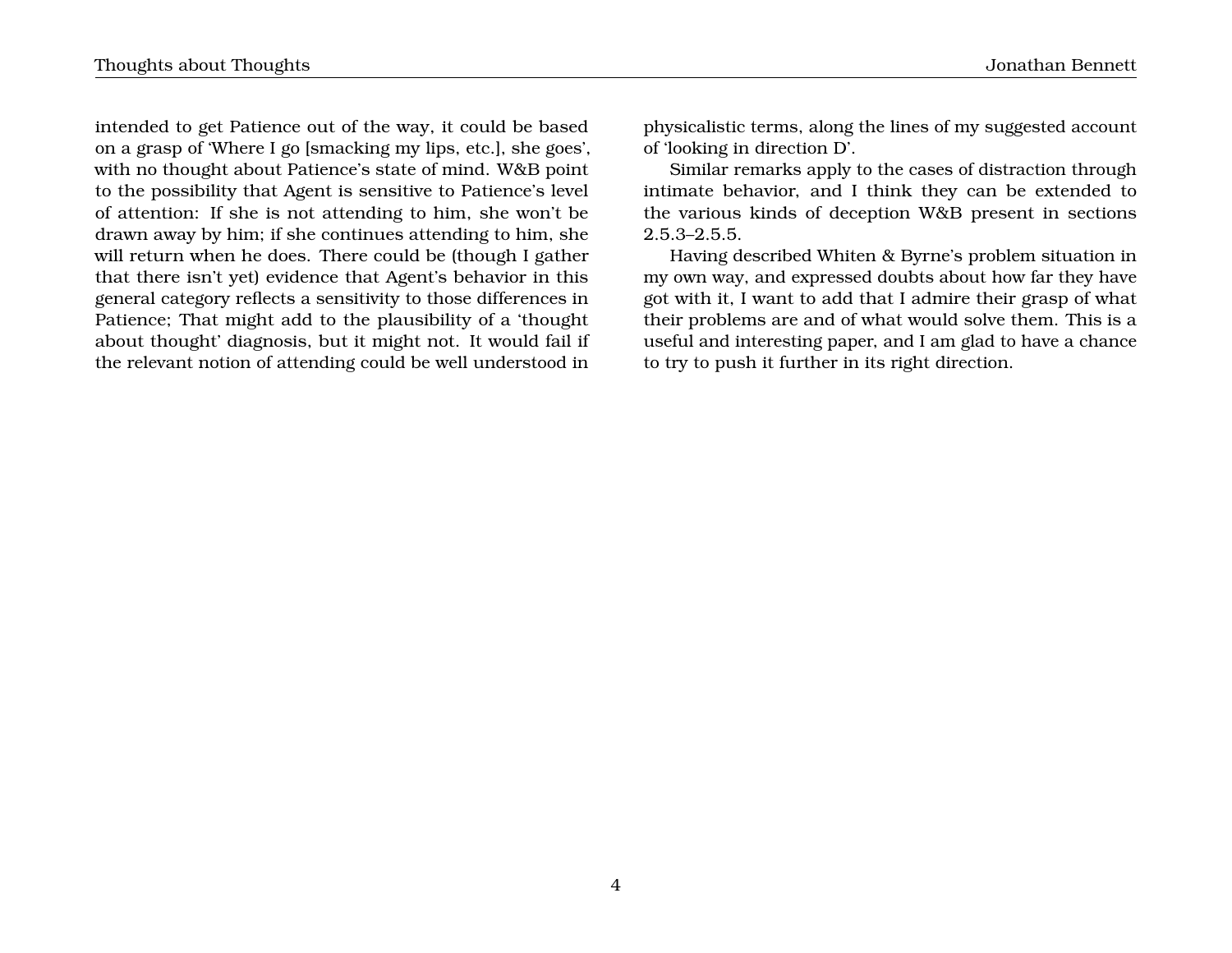intended to get Patience out of the way, it could be based on a grasp of 'Where I go [smacking my lips, etc.], she goes', with no thought about Patience's state of mind. W&B point to the possibility that Agent is sensitive to Patience's level of attention: If she is not attending to him, she won't be drawn away by him; if she continues attending to him, she will return when he does. There could be (though I gather that there isn't yet) evidence that Agent's behavior in this general category reflects a sensitivity to those differences in Patience; That might add to the plausibility of a 'thought about thought' diagnosis, but it might not. It would fail if the relevant notion of attending could be well understood in physicalistic terms, along the lines of my suggested account of 'looking in direction D'.

Similar remarks apply to the cases of distraction through intimate behavior, and I think they can be extended to the various kinds of deception W&B present in sections 2.5.3–2.5.5.

Having described Whiten & Byrne's problem situation in my own way, and expressed doubts about how far they have got with it, I want to add that I admire their grasp of what their problems are and of what would solve them. This is a useful and interesting paper, and I am glad to have a chance to try to push it further in its right direction.